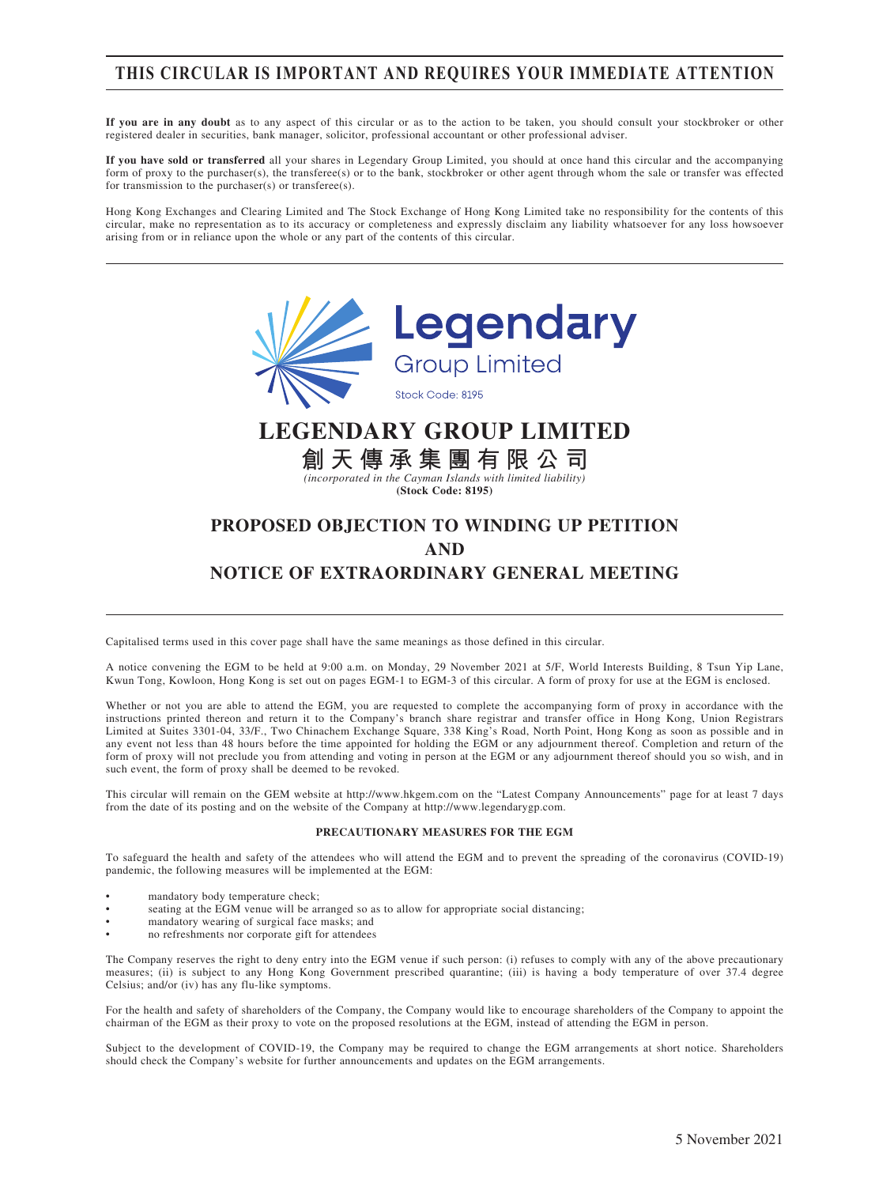# THIS CIRCULAR IS IMPORTANT AND REQUIRES YOUR IMMEDIATE ATTENTION

**If you are in any doubt** as to any aspect of this circular or as to the action to be taken, you should consult your stockbroker or other registered dealer in securities, bank manager, solicitor, professional accountant or other professional adviser.

**If you have sold or transferred** all your shares in Legendary Group Limited, you should at once hand this circular and the accompanying form of proxy to the purchaser(s), the transferee(s) or to the bank, stockbroker or other agent through whom the sale or transfer was effected for transmission to the purchaser(s) or transferee(s).

Hong Kong Exchanges and Clearing Limited and The Stock Exchange of Hong Kong Limited take no responsibility for the contents of this circular, make no representation as to its accuracy or completeness and expressly disclaim any liability whatsoever for any loss howsoever arising from or in reliance upon the whole or any part of the contents of this circular.

Legendary Group Limited
Stock Code: 8195

# LEGENDARY GROUP LIMITED

# 創天傳承集團有限公司

*(incorporated in the Cayman Islands with limited liability)*

**(Stock Code: 8195)**

# PROPOSED OBJECTION TO WINDING UP PETITION AND NOTICE OF EXTRAORDINARY GENERAL MEETING

Capitalised terms used in this cover page shall have the same meanings as those defined in this circular.

A notice convening the EGM to be held at 9:00 a.m. on Monday, 29 November 2021 at 5/F, World Interests Building, 8 Tsun Yip Lane, Kwun Tong, Kowloon, Hong Kong is set out on pages EGM-1 to EGM-3 of this circular. A form of proxy for use at the EGM is enclosed.

Whether or not you are able to attend the EGM, you are requested to complete the accompanying form of proxy in accordance with the instructions printed thereon and return it to the Company's branch share registrar and transfer office in Hong Kong, Union Registrars Limited at Suites 3301-04, 33/F., Two Chinachem Exchange Square, 338 King's Road, North Point, Hong Kong as soon as possible and in any event not less than 48 hours before the time appointed for holding the EGM or any adjournment thereof. Completion and return of the form of proxy will not preclude you from attending and voting in person at the EGM or any adjournment thereof should you so wish, and in such event, the form of proxy shall be deemed to be revoked.

This circular will remain on the GEM website at http://www.hkgem.com on the "Latest Company Announcements" page for at least 7 days from the date of its posting and on the website of the Company at http://www.legendarygp.com.

**PRECAUTIONARY MEASURES FOR THE EGM**

To safeguard the health and safety of the attendees who will attend the EGM and to prevent the spreading of the coronavirus (COVID-19) pandemic, the following measures will be implemented at the EGM:

- mandatory body temperature check;
- seating at the EGM venue will be arranged so as to allow for appropriate social distancing;
- mandatory wearing of surgical face masks; and
- no refreshments nor corporate gift for attendees

The Company reserves the right to deny entry into the EGM venue if such person: (i) refuses to comply with any of the above precautionary measures; (ii) is subject to any Hong Kong Government prescribed quarantine; (iii) is having a body temperature of over 37.4 degree Celsius; and/or (iv) has any flu-like symptoms.

For the health and safety of shareholders of the Company, the Company would like to encourage shareholders of the Company to appoint the chairman of the EGM as their proxy to vote on the proposed resolutions at the EGM, instead of attending the EGM in person.

Subject to the development of COVID-19, the Company may be required to change the EGM arrangements at short notice. Shareholders should check the Company's website for further announcements and updates on the EGM arrangements.

5 November 2021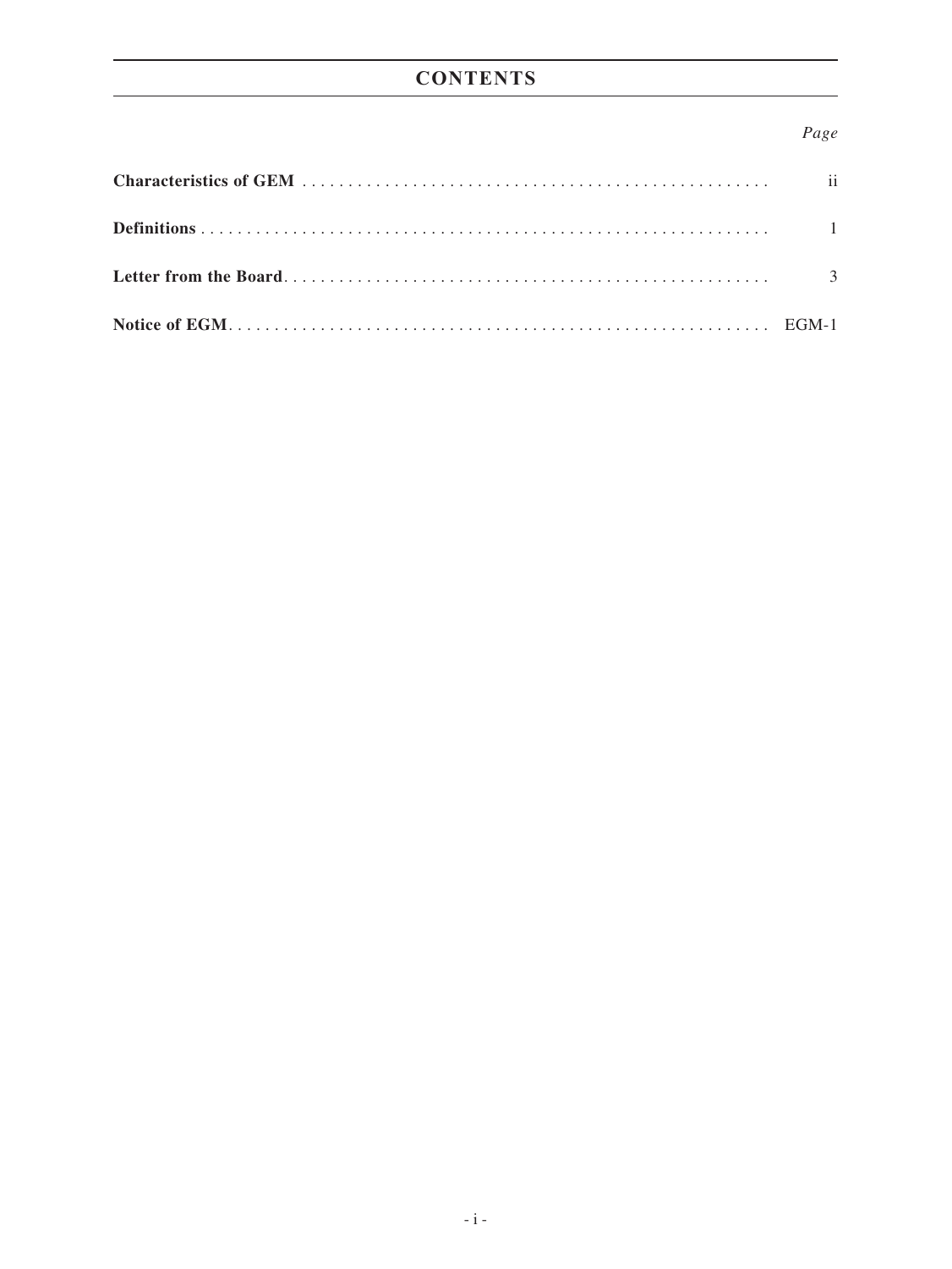# CONTENTS

| | *Page* |
|---|---|
| **Characteristics of GEM** | ii |
| **Definitions** | 1 |
| **Letter from the Board** | 3 |
| **Notice of EGM** | EGM-1 |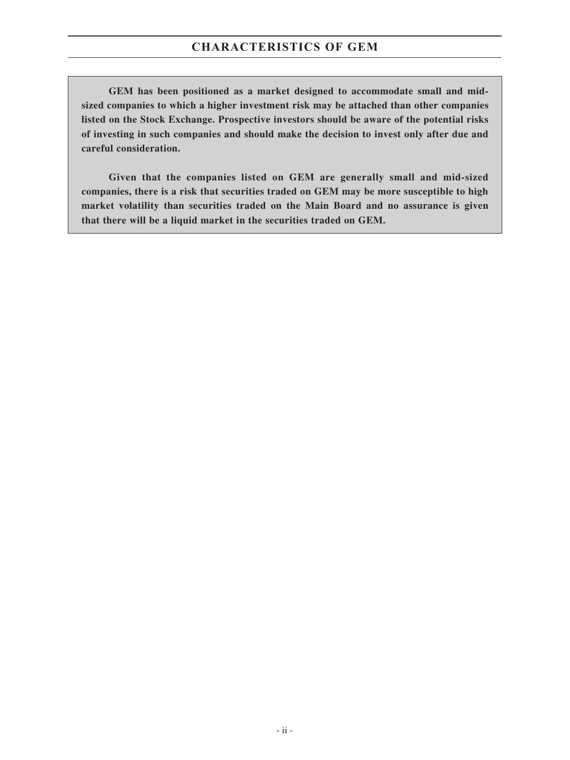# CHARACTERISTICS OF GEM

**GEM has been positioned as a market designed to accommodate small and mid-sized companies to which a higher investment risk may be attached than other companies listed on the Stock Exchange. Prospective investors should be aware of the potential risks of investing in such companies and should make the decision to invest only after due and careful consideration.**

**Given that the companies listed on GEM are generally small and mid-sized companies, there is a risk that securities traded on GEM may be more susceptible to high market volatility than securities traded on the Main Board and no assurance is given that there will be a liquid market in the securities traded on GEM.**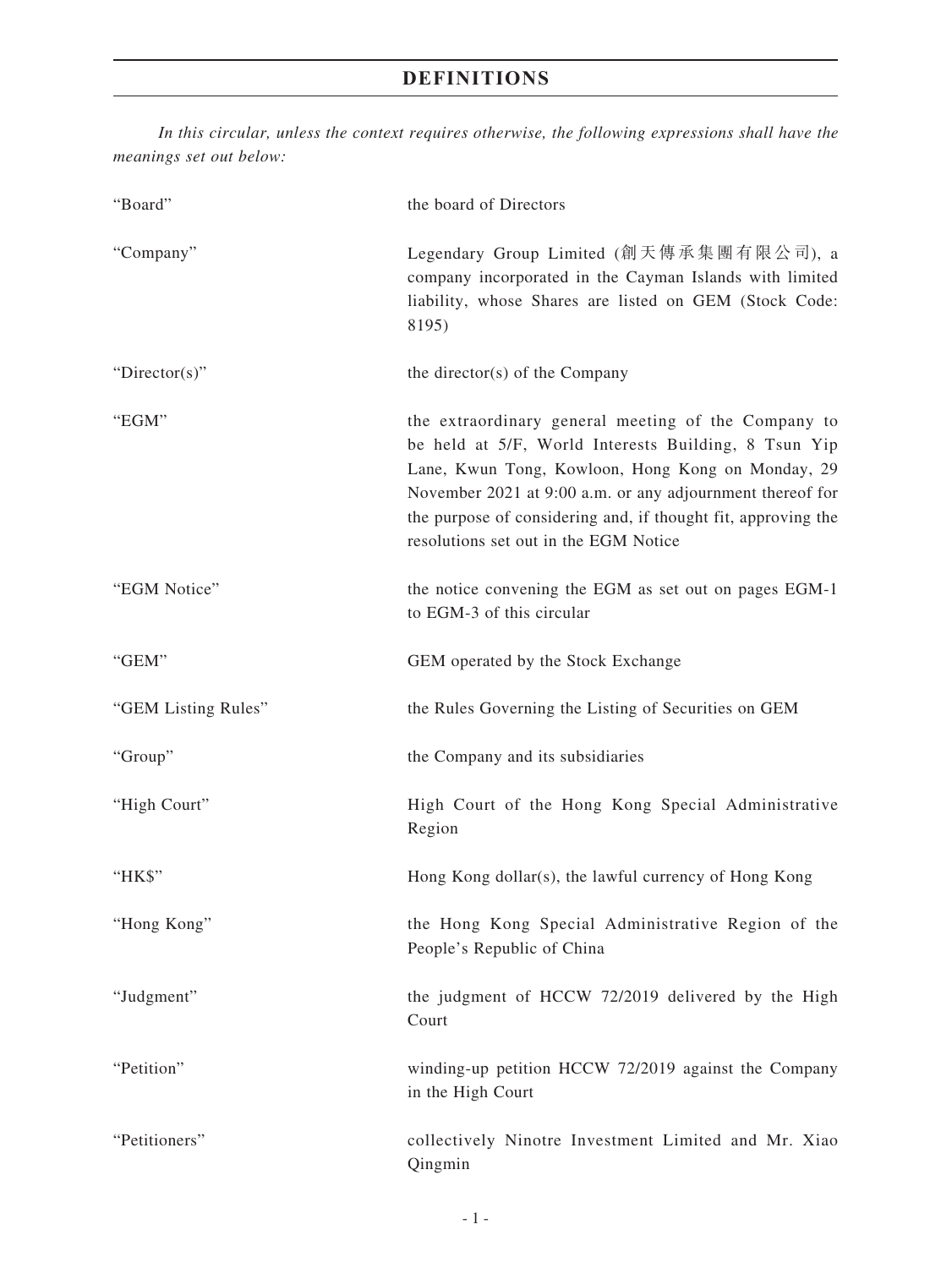# DEFINITIONS

*In this circular, unless the context requires otherwise, the following expressions shall have the meanings set out below:*

| | |
|---|---|
| "Board" | the board of Directors |
| "Company" | Legendary Group Limited (創天傳承集團有限公司), a company incorporated in the Cayman Islands with limited liability, whose Shares are listed on GEM (Stock Code: 8195) |
| "Director(s)" | the director(s) of the Company |
| "EGM" | the extraordinary general meeting of the Company to be held at 5/F, World Interests Building, 8 Tsun Yip Lane, Kwun Tong, Kowloon, Hong Kong on Monday, 29 November 2021 at 9:00 a.m. or any adjournment thereof for the purpose of considering and, if thought fit, approving the resolutions set out in the EGM Notice |
| "EGM Notice" | the notice convening the EGM as set out on pages EGM-1 to EGM-3 of this circular |
| "GEM" | GEM operated by the Stock Exchange |
| "GEM Listing Rules" | the Rules Governing the Listing of Securities on GEM |
| "Group" | the Company and its subsidiaries |
| "High Court" | High Court of the Hong Kong Special Administrative Region |
| "HK$" | Hong Kong dollar(s), the lawful currency of Hong Kong |
| "Hong Kong" | the Hong Kong Special Administrative Region of the People's Republic of China |
| "Judgment" | the judgment of HCCW 72/2019 delivered by the High Court |
| "Petition" | winding-up petition HCCW 72/2019 against the Company in the High Court |
| "Petitioners" | collectively Ninotre Investment Limited and Mr. Xiao Qingmin |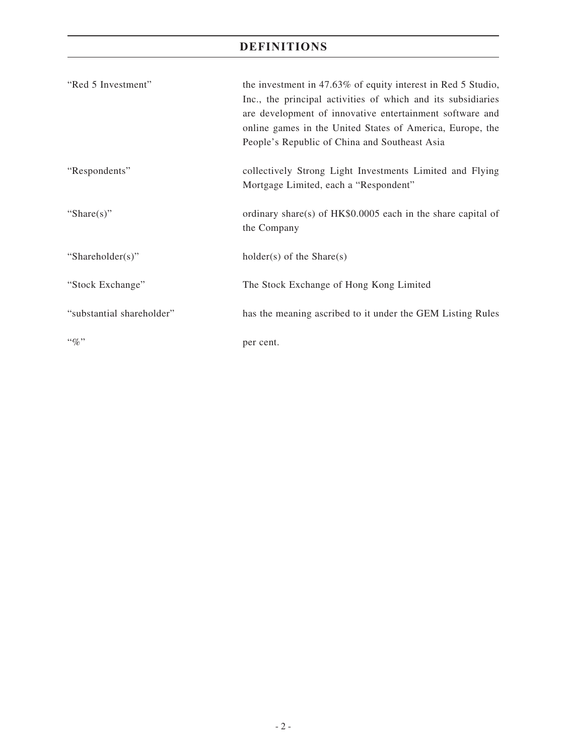# DEFINITIONS

| | |
|---|---|
| "Red 5 Investment" | the investment in 47.63% of equity interest in Red 5 Studio, Inc., the principal activities of which and its subsidiaries are development of innovative entertainment software and online games in the United States of America, Europe, the People's Republic of China and Southeast Asia |
| "Respondents" | collectively Strong Light Investments Limited and Flying Mortgage Limited, each a "Respondent" |
| "Share(s)" | ordinary share(s) of HK$0.0005 each in the share capital of the Company |
| "Shareholder(s)" | holder(s) of the Share(s) |
| "Stock Exchange" | The Stock Exchange of Hong Kong Limited |
| "substantial shareholder" | has the meaning ascribed to it under the GEM Listing Rules |
| "%" | per cent. |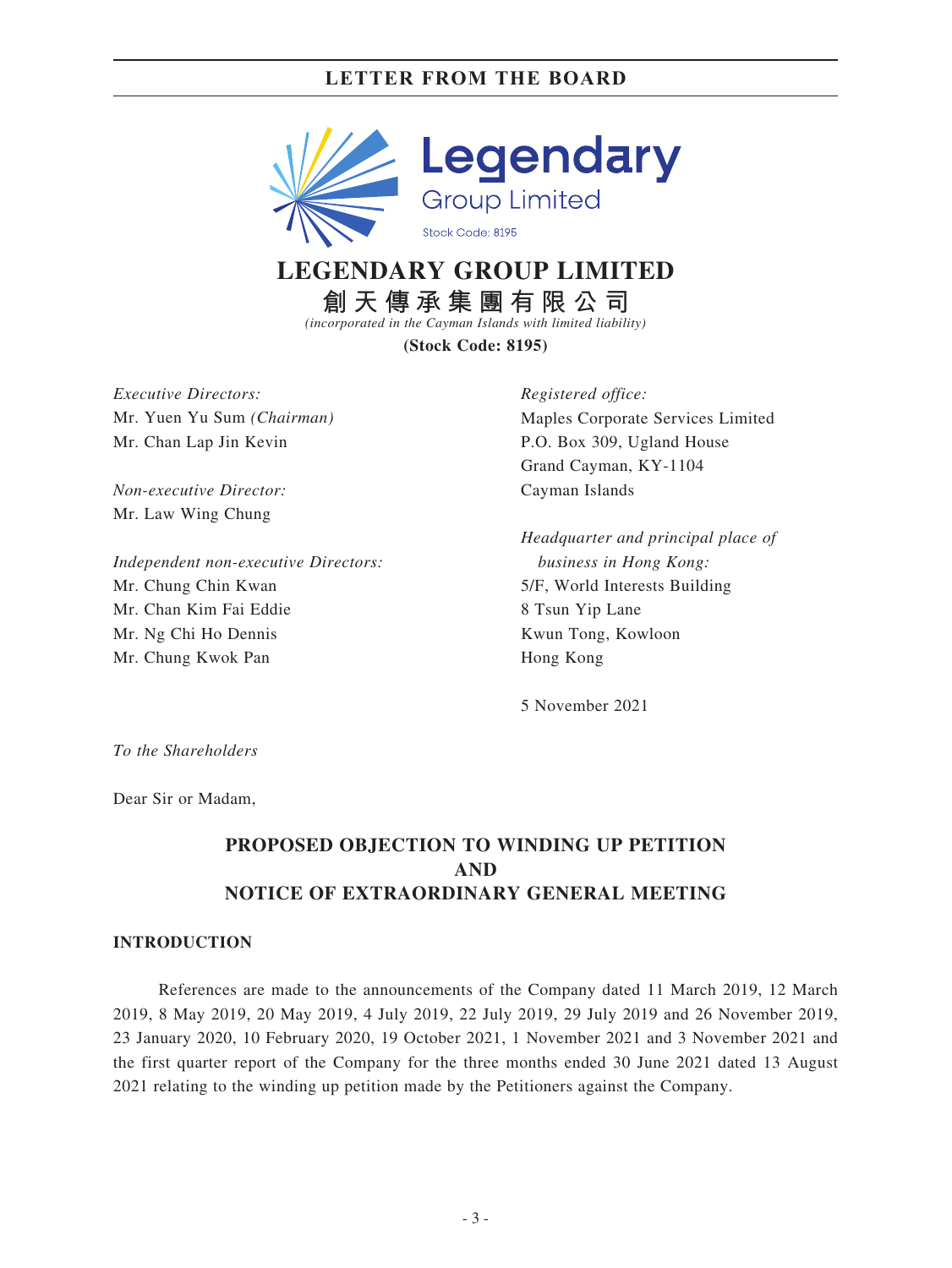# LETTER FROM THE BOARD

**Legendary**
Group Limited
Stock Code: 8195

# LEGENDARY GROUP LIMITED

**創天傳承集團有限公司**

*(incorporated in the Cayman Islands with limited liability)*

**(Stock Code: 8195)**

*Executive Directors:*
Mr. Yuen Yu Sum *(Chairman)*
Mr. Chan Lap Jin Kevin

*Non-executive Director:*
Mr. Law Wing Chung

*Independent non-executive Directors:*
Mr. Chung Chin Kwan
Mr. Chan Kim Fai Eddie
Mr. Ng Chi Ho Dennis
Mr. Chung Kwok Pan

*Registered office:*
Maples Corporate Services Limited
P.O. Box 309, Ugland House
Grand Cayman, KY-1104
Cayman Islands

*Headquarter and principal place of business in Hong Kong:*
5/F, World Interests Building
8 Tsun Yip Lane
Kwun Tong, Kowloon
Hong Kong

5 November 2021

*To the Shareholders*

Dear Sir or Madam,

## PROPOSED OBJECTION TO WINDING UP PETITION AND NOTICE OF EXTRAORDINARY GENERAL MEETING

### INTRODUCTION

References are made to the announcements of the Company dated 11 March 2019, 12 March 2019, 8 May 2019, 20 May 2019, 4 July 2019, 22 July 2019, 29 July 2019 and 26 November 2019, 23 January 2020, 10 February 2020, 19 October 2021, 1 November 2021 and 3 November 2021 and the first quarter report of the Company for the three months ended 30 June 2021 dated 13 August 2021 relating to the winding up petition made by the Petitioners against the Company.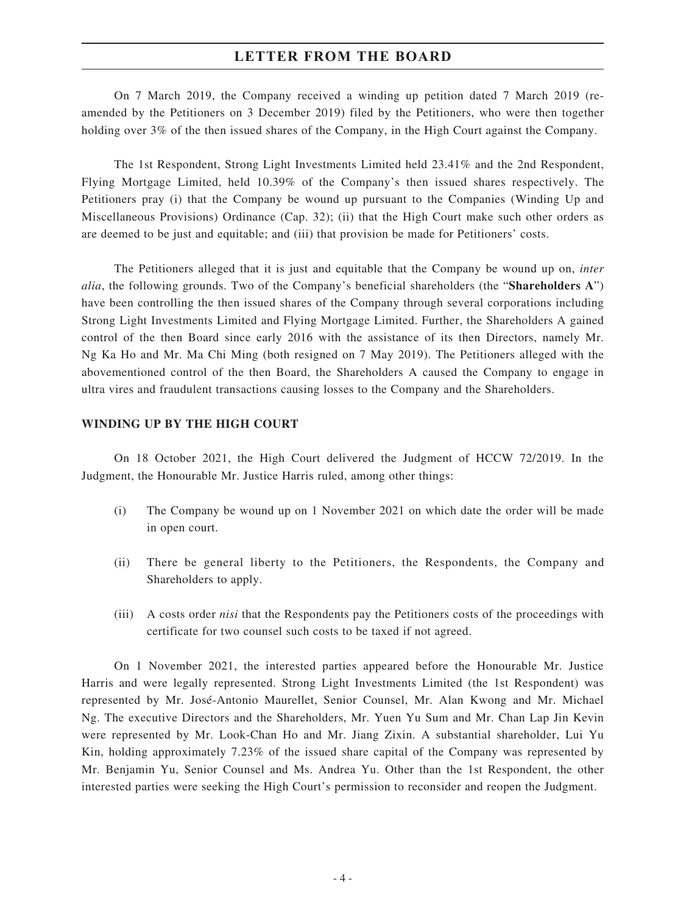On 7 March 2019, the Company received a winding up petition dated 7 March 2019 (re-amended by the Petitioners on 3 December 2019) filed by the Petitioners, who were then together holding over 3% of the then issued shares of the Company, in the High Court against the Company.

The 1st Respondent, Strong Light Investments Limited held 23.41% and the 2nd Respondent, Flying Mortgage Limited, held 10.39% of the Company's then issued shares respectively. The Petitioners pray (i) that the Company be wound up pursuant to the Companies (Winding Up and Miscellaneous Provisions) Ordinance (Cap. 32); (ii) that the High Court make such other orders as are deemed to be just and equitable; and (iii) that provision be made for Petitioners' costs.

The Petitioners alleged that it is just and equitable that the Company be wound up on, *inter alia*, the following grounds. Two of the Company's beneficial shareholders (the "**Shareholders A**") have been controlling the then issued shares of the Company through several corporations including Strong Light Investments Limited and Flying Mortgage Limited. Further, the Shareholders A gained control of the then Board since early 2016 with the assistance of its then Directors, namely Mr. Ng Ka Ho and Mr. Ma Chi Ming (both resigned on 7 May 2019). The Petitioners alleged with the abovementioned control of the then Board, the Shareholders A caused the Company to engage in ultra vires and fraudulent transactions causing losses to the Company and the Shareholders.

## WINDING UP BY THE HIGH COURT

On 18 October 2021, the High Court delivered the Judgment of HCCW 72/2019. In the Judgment, the Honourable Mr. Justice Harris ruled, among other things:

(i) The Company be wound up on 1 November 2021 on which date the order will be made in open court.

(ii) There be general liberty to the Petitioners, the Respondents, the Company and Shareholders to apply.

(iii) A costs order *nisi* that the Respondents pay the Petitioners costs of the proceedings with certificate for two counsel such costs to be taxed if not agreed.

On 1 November 2021, the interested parties appeared before the Honourable Mr. Justice Harris and were legally represented. Strong Light Investments Limited (the 1st Respondent) was represented by Mr. José-Antonio Maurellet, Senior Counsel, Mr. Alan Kwong and Mr. Michael Ng. The executive Directors and the Shareholders, Mr. Yuen Yu Sum and Mr. Chan Lap Jin Kevin were represented by Mr. Look-Chan Ho and Mr. Jiang Zixin. A substantial shareholder, Lui Yu Kin, holding approximately 7.23% of the issued share capital of the Company was represented by Mr. Benjamin Yu, Senior Counsel and Ms. Andrea Yu. Other than the 1st Respondent, the other interested parties were seeking the High Court's permission to reconsider and reopen the Judgment.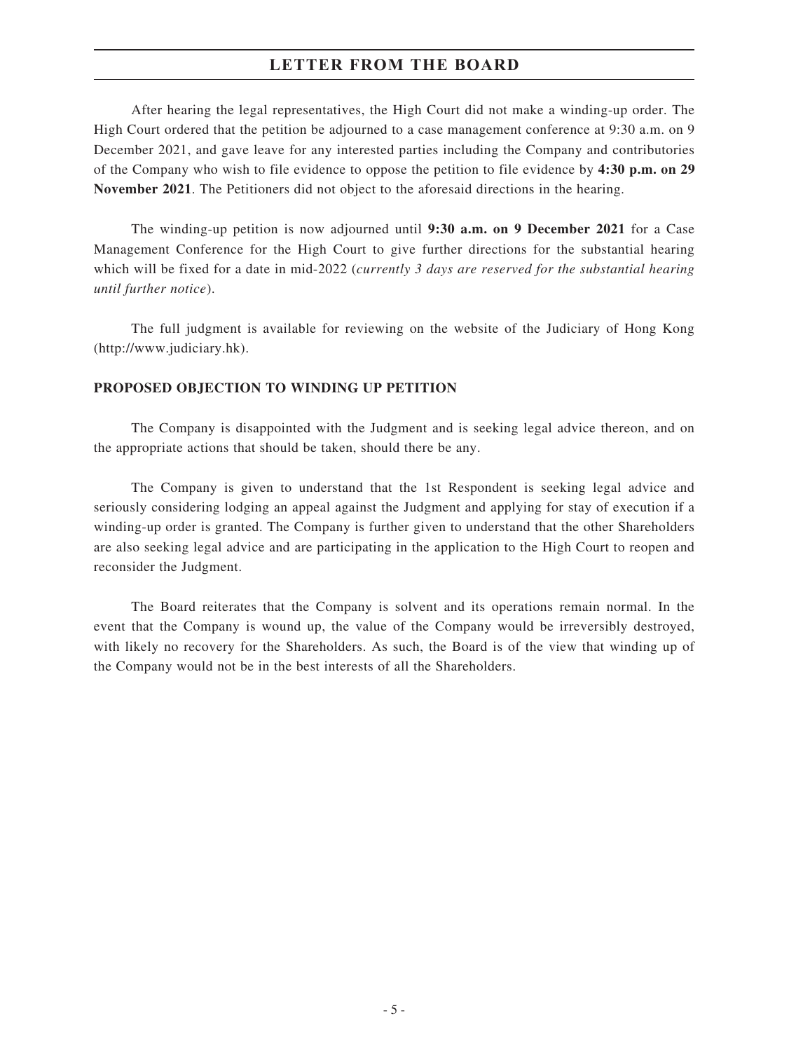After hearing the legal representatives, the High Court did not make a winding-up order. The High Court ordered that the petition be adjourned to a case management conference at 9:30 a.m. on 9 December 2021, and gave leave for any interested parties including the Company and contributories of the Company who wish to file evidence to oppose the petition to file evidence by **4:30 p.m. on 29 November 2021**. The Petitioners did not object to the aforesaid directions in the hearing.

The winding-up petition is now adjourned until **9:30 a.m. on 9 December 2021** for a Case Management Conference for the High Court to give further directions for the substantial hearing which will be fixed for a date in mid-2022 (*currently 3 days are reserved for the substantial hearing until further notice*).

The full judgment is available for reviewing on the website of the Judiciary of Hong Kong (http://www.judiciary.hk).

**PROPOSED OBJECTION TO WINDING UP PETITION**

The Company is disappointed with the Judgment and is seeking legal advice thereon, and on the appropriate actions that should be taken, should there be any.

The Company is given to understand that the 1st Respondent is seeking legal advice and seriously considering lodging an appeal against the Judgment and applying for stay of execution if a winding-up order is granted. The Company is further given to understand that the other Shareholders are also seeking legal advice and are participating in the application to the High Court to reopen and reconsider the Judgment.

The Board reiterates that the Company is solvent and its operations remain normal. In the event that the Company is wound up, the value of the Company would be irreversibly destroyed, with likely no recovery for the Shareholders. As such, the Board is of the view that winding up of the Company would not be in the best interests of all the Shareholders.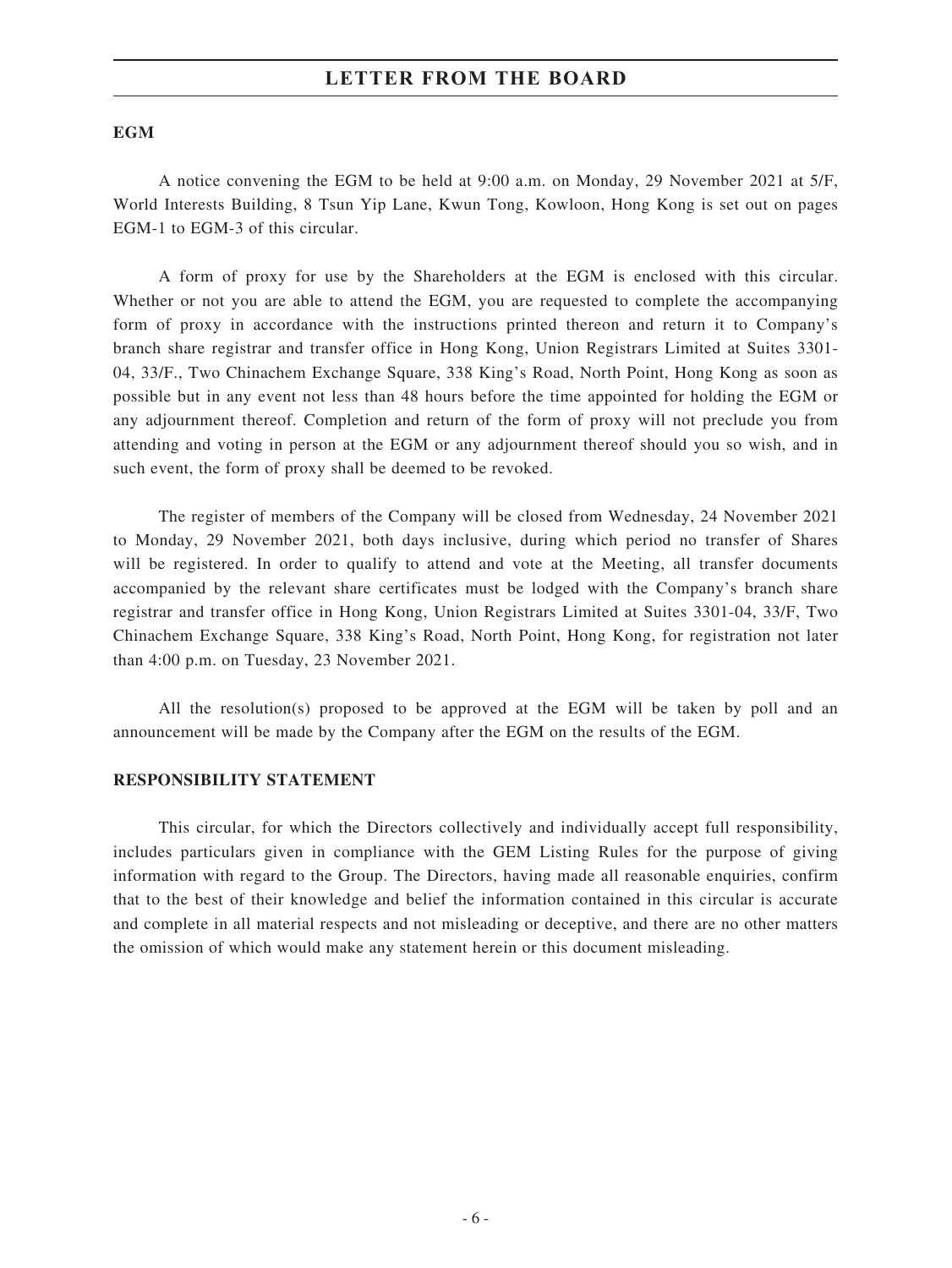## EGM

A notice convening the EGM to be held at 9:00 a.m. on Monday, 29 November 2021 at 5/F, World Interests Building, 8 Tsun Yip Lane, Kwun Tong, Kowloon, Hong Kong is set out on pages EGM-1 to EGM-3 of this circular.

A form of proxy for use by the Shareholders at the EGM is enclosed with this circular. Whether or not you are able to attend the EGM, you are requested to complete the accompanying form of proxy in accordance with the instructions printed thereon and return it to Company's branch share registrar and transfer office in Hong Kong, Union Registrars Limited at Suites 3301-04, 33/F., Two Chinachem Exchange Square, 338 King's Road, North Point, Hong Kong as soon as possible but in any event not less than 48 hours before the time appointed for holding the EGM or any adjournment thereof. Completion and return of the form of proxy will not preclude you from attending and voting in person at the EGM or any adjournment thereof should you so wish, and in such event, the form of proxy shall be deemed to be revoked.

The register of members of the Company will be closed from Wednesday, 24 November 2021 to Monday, 29 November 2021, both days inclusive, during which period no transfer of Shares will be registered. In order to qualify to attend and vote at the Meeting, all transfer documents accompanied by the relevant share certificates must be lodged with the Company's branch share registrar and transfer office in Hong Kong, Union Registrars Limited at Suites 3301-04, 33/F, Two Chinachem Exchange Square, 338 King's Road, North Point, Hong Kong, for registration not later than 4:00 p.m. on Tuesday, 23 November 2021.

All the resolution(s) proposed to be approved at the EGM will be taken by poll and an announcement will be made by the Company after the EGM on the results of the EGM.

## RESPONSIBILITY STATEMENT

This circular, for which the Directors collectively and individually accept full responsibility, includes particulars given in compliance with the GEM Listing Rules for the purpose of giving information with regard to the Group. The Directors, having made all reasonable enquiries, confirm that to the best of their knowledge and belief the information contained in this circular is accurate and complete in all material respects and not misleading or deceptive, and there are no other matters the omission of which would make any statement herein or this document misleading.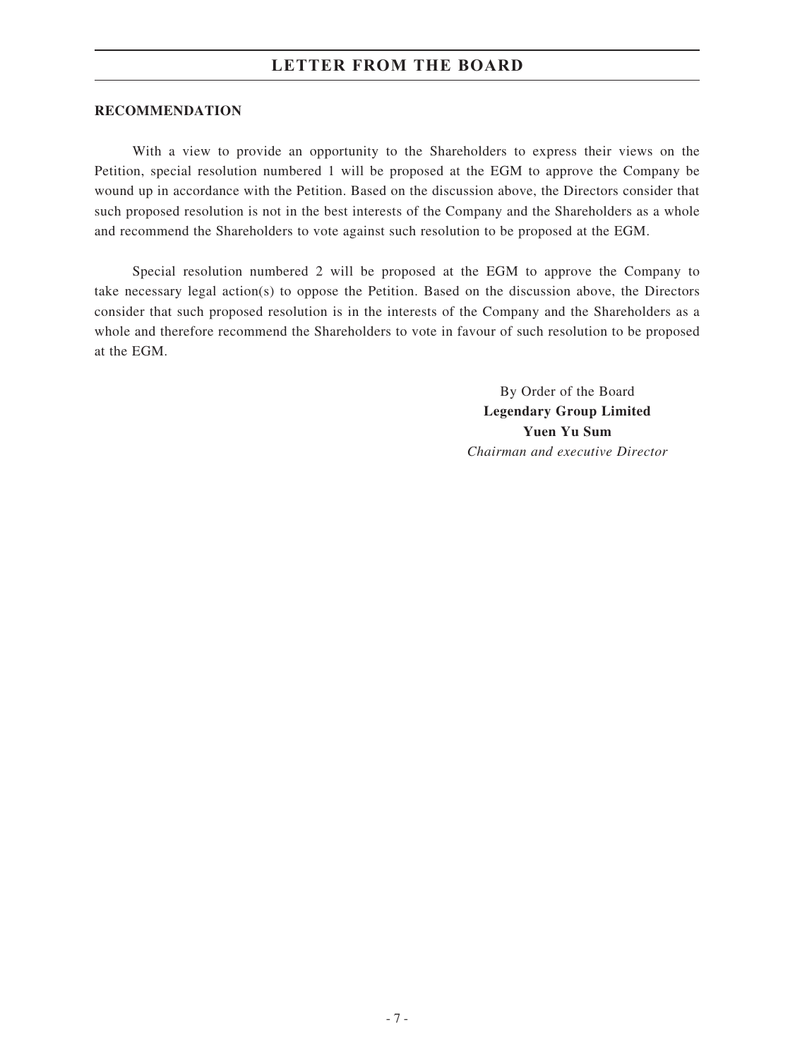**RECOMMENDATION**

With a view to provide an opportunity to the Shareholders to express their views on the Petition, special resolution numbered 1 will be proposed at the EGM to approve the Company be wound up in accordance with the Petition. Based on the discussion above, the Directors consider that such proposed resolution is not in the best interests of the Company and the Shareholders as a whole and recommend the Shareholders to vote against such resolution to be proposed at the EGM.

Special resolution numbered 2 will be proposed at the EGM to approve the Company to take necessary legal action(s) to oppose the Petition. Based on the discussion above, the Directors consider that such proposed resolution is in the interests of the Company and the Shareholders as a whole and therefore recommend the Shareholders to vote in favour of such resolution to be proposed at the EGM.

By Order of the Board
**Legendary Group Limited**
**Yuen Yu Sum**
*Chairman and executive Director*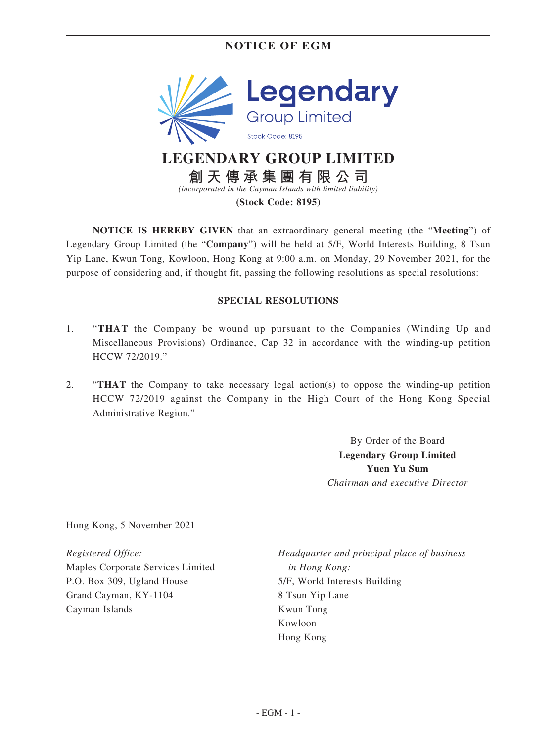# NOTICE OF EGM

Legendary Group Limited

Stock Code: 8195

# LEGENDARY GROUP LIMITED

## 創天傳承集團有限公司

*(incorporated in the Cayman Islands with limited liability)*

**(Stock Code: 8195)**

**NOTICE IS HEREBY GIVEN** that an extraordinary general meeting (the "**Meeting**") of Legendary Group Limited (the "**Company**") will be held at 5/F, World Interests Building, 8 Tsun Yip Lane, Kwun Tong, Kowloon, Hong Kong at 9:00 a.m. on Monday, 29 November 2021, for the purpose of considering and, if thought fit, passing the following resolutions as special resolutions:

**SPECIAL RESOLUTIONS**

1. "**THAT** the Company be wound up pursuant to the Companies (Winding Up and Miscellaneous Provisions) Ordinance, Cap 32 in accordance with the winding-up petition HCCW 72/2019."

2. "**THAT** the Company to take necessary legal action(s) to oppose the winding-up petition HCCW 72/2019 against the Company in the High Court of the Hong Kong Special Administrative Region."

By Order of the Board
**Legendary Group Limited**
**Yuen Yu Sum**
*Chairman and executive Director*

Hong Kong, 5 November 2021

*Registered Office:*
Maples Corporate Services Limited
P.O. Box 309, Ugland House
Grand Cayman, KY-1104
Cayman Islands

*Headquarter and principal place of business in Hong Kong:*
5/F, World Interests Building
8 Tsun Yip Lane
Kwun Tong
Kowloon
Hong Kong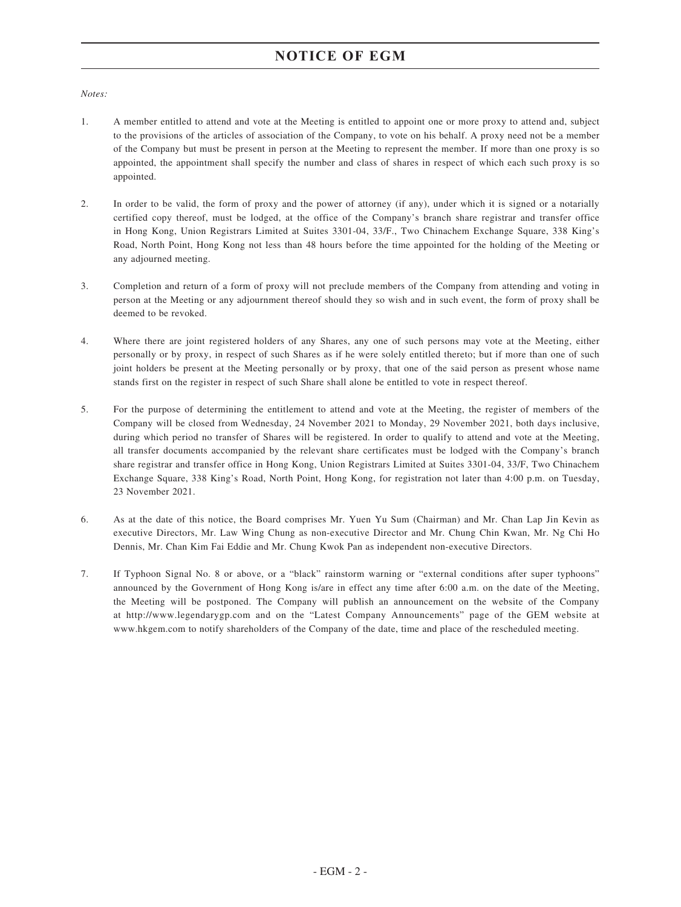# NOTICE OF EGM

*Notes:*

1. A member entitled to attend and vote at the Meeting is entitled to appoint one or more proxy to attend and, subject to the provisions of the articles of association of the Company, to vote on his behalf. A proxy need not be a member of the Company but must be present in person at the Meeting to represent the member. If more than one proxy is so appointed, the appointment shall specify the number and class of shares in respect of which each such proxy is so appointed.

2. In order to be valid, the form of proxy and the power of attorney (if any), under which it is signed or a notarially certified copy thereof, must be lodged, at the office of the Company's branch share registrar and transfer office in Hong Kong, Union Registrars Limited at Suites 3301-04, 33/F., Two Chinachem Exchange Square, 338 King's Road, North Point, Hong Kong not less than 48 hours before the time appointed for the holding of the Meeting or any adjourned meeting.

3. Completion and return of a form of proxy will not preclude members of the Company from attending and voting in person at the Meeting or any adjournment thereof should they so wish and in such event, the form of proxy shall be deemed to be revoked.

4. Where there are joint registered holders of any Shares, any one of such persons may vote at the Meeting, either personally or by proxy, in respect of such Shares as if he were solely entitled thereto; but if more than one of such joint holders be present at the Meeting personally or by proxy, that one of the said person as present whose name stands first on the register in respect of such Share shall alone be entitled to vote in respect thereof.

5. For the purpose of determining the entitlement to attend and vote at the Meeting, the register of members of the Company will be closed from Wednesday, 24 November 2021 to Monday, 29 November 2021, both days inclusive, during which period no transfer of Shares will be registered. In order to qualify to attend and vote at the Meeting, all transfer documents accompanied by the relevant share certificates must be lodged with the Company's branch share registrar and transfer office in Hong Kong, Union Registrars Limited at Suites 3301-04, 33/F, Two Chinachem Exchange Square, 338 King's Road, North Point, Hong Kong, for registration not later than 4:00 p.m. on Tuesday, 23 November 2021.

6. As at the date of this notice, the Board comprises Mr. Yuen Yu Sum (Chairman) and Mr. Chan Lap Jin Kevin as executive Directors, Mr. Law Wing Chung as non-executive Director and Mr. Chung Chin Kwan, Mr. Ng Chi Ho Dennis, Mr. Chan Kim Fai Eddie and Mr. Chung Kwok Pan as independent non-executive Directors.

7. If Typhoon Signal No. 8 or above, or a "black" rainstorm warning or "external conditions after super typhoons" announced by the Government of Hong Kong is/are in effect any time after 6:00 a.m. on the date of the Meeting, the Meeting will be postponed. The Company will publish an announcement on the website of the Company at http://www.legendarygp.com and on the "Latest Company Announcements" page of the GEM website at www.hkgem.com to notify shareholders of the Company of the date, time and place of the rescheduled meeting.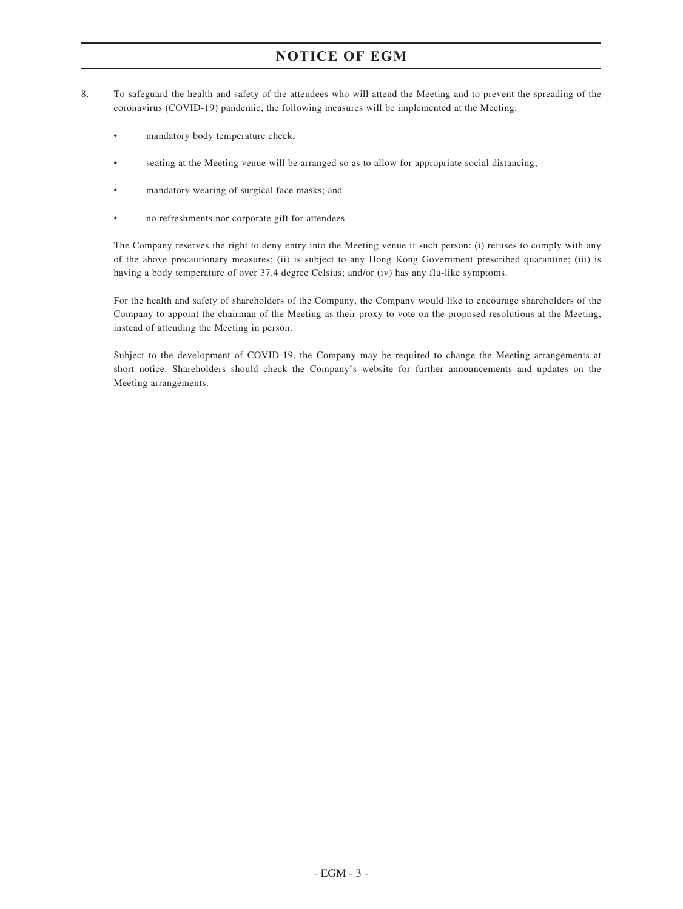8. To safeguard the health and safety of the attendees who will attend the Meeting and to prevent the spreading of the coronavirus (COVID-19) pandemic, the following measures will be implemented at the Meeting:

   - mandatory body temperature check;
   - seating at the Meeting venue will be arranged so as to allow for appropriate social distancing;
   - mandatory wearing of surgical face masks; and
   - no refreshments nor corporate gift for attendees

   The Company reserves the right to deny entry into the Meeting venue if such person: (i) refuses to comply with any of the above precautionary measures; (ii) is subject to any Hong Kong Government prescribed quarantine; (iii) is having a body temperature of over 37.4 degree Celsius; and/or (iv) has any flu-like symptoms.

   For the health and safety of shareholders of the Company, the Company would like to encourage shareholders of the Company to appoint the chairman of the Meeting as their proxy to vote on the proposed resolutions at the Meeting, instead of attending the Meeting in person.

   Subject to the development of COVID-19, the Company may be required to change the Meeting arrangements at short notice. Shareholders should check the Company's website for further announcements and updates on the Meeting arrangements.